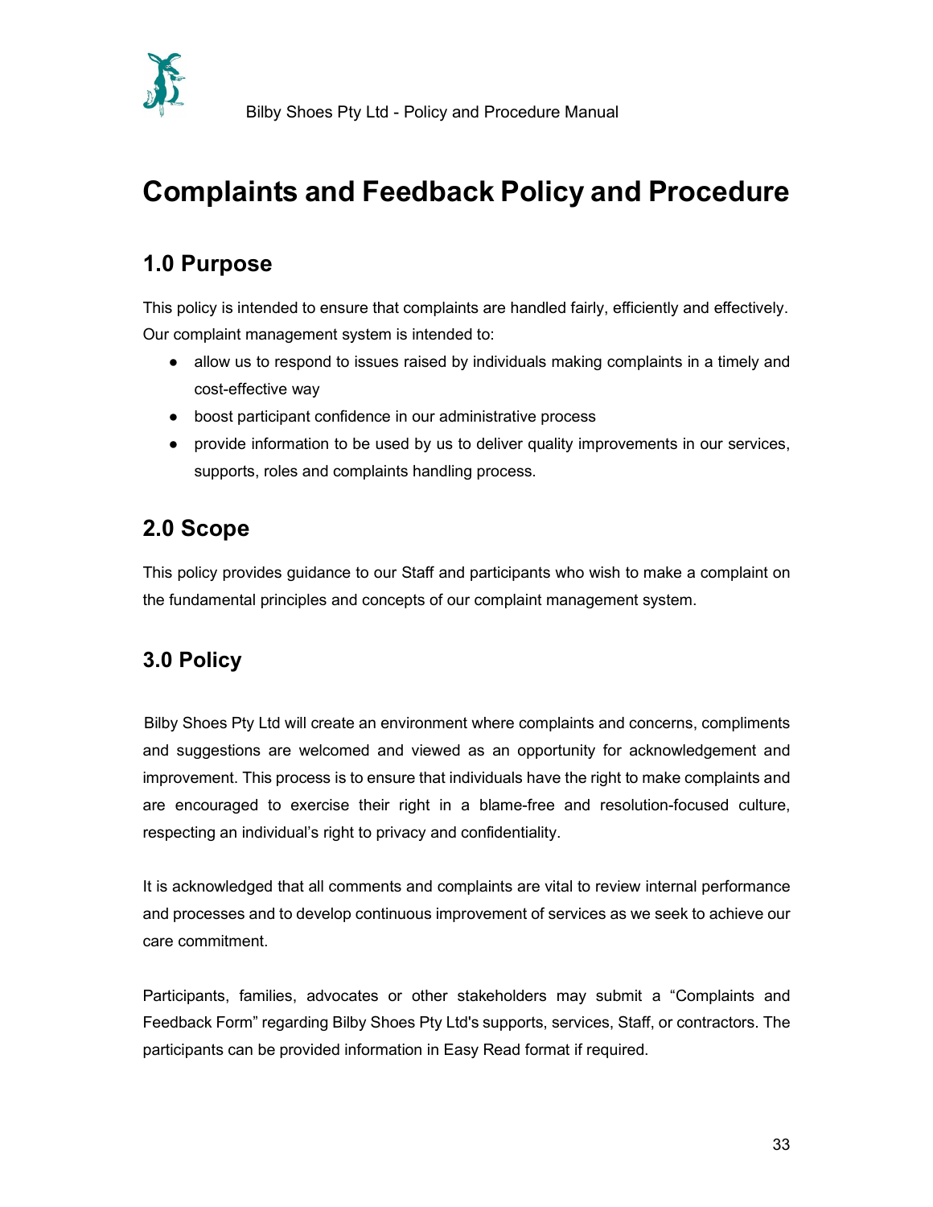# Complaints and Feedback Policy and Procedure

## 1.0 Purpose

This policy is intended to ensure that complaints are handled fairly, efficiently and effectively. Our complaint management system is intended to:

- allow us to respond to issues raised by individuals making complaints in a timely and cost-effective way
- boost participant confidence in our administrative process
- provide information to be used by us to deliver quality improvements in our services, supports, roles and complaints handling process.

## 2.0 Scope

This policy provides guidance to our Staff and participants who wish to make a complaint on the fundamental principles and concepts of our complaint management system.

## 3.0 Policy

Bilby Shoes Pty Ltd will create an environment where complaints and concerns, compliments and suggestions are welcomed and viewed as an opportunity for acknowledgement and improvement. This process is to ensure that individuals have the right to make complaints and are encouraged to exercise their right in a blame-free and resolution-focused culture, respecting an individual's right to privacy and confidentiality.

It is acknowledged that all comments and complaints are vital to review internal performance and processes and to develop continuous improvement of services as we seek to achieve our care commitment.

Participants, families, advocates or other stakeholders may submit a "Complaints and Feedback Form" regarding Bilby Shoes Pty Ltd's supports, services, Staff, or contractors. The participants can be provided information in Easy Read format if required.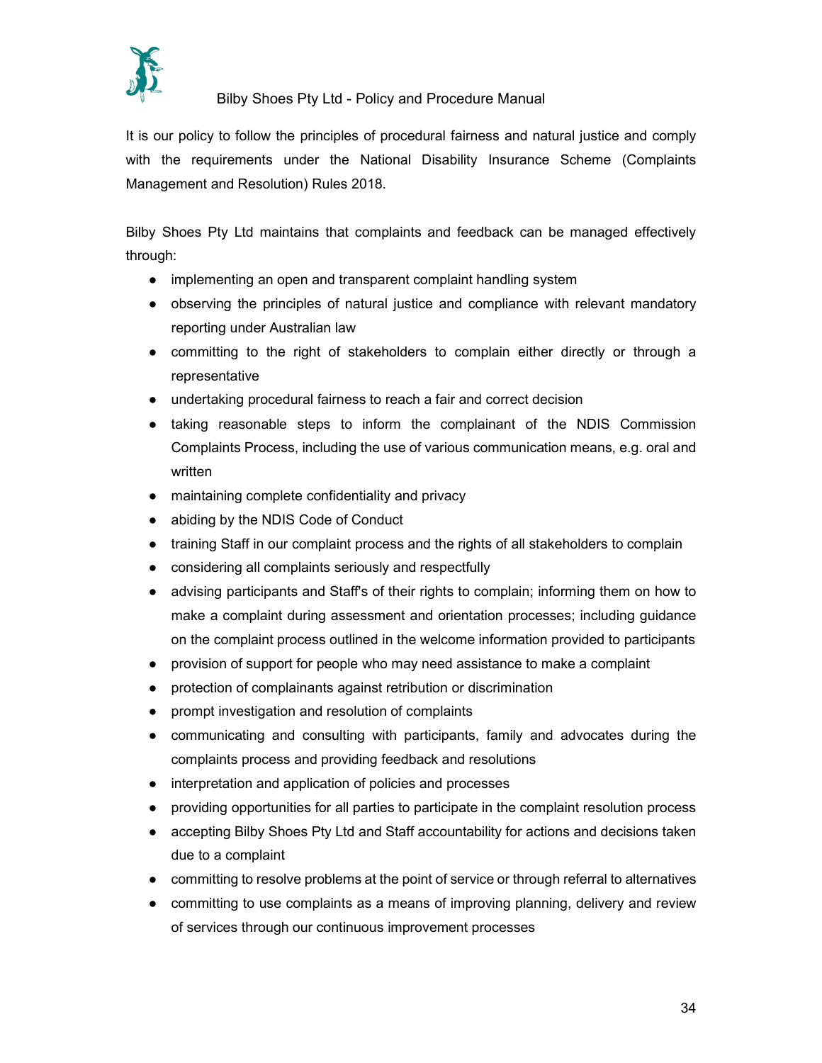It is our policy to follow the principles of procedural fairness and natural justice and comply with the requirements under the National Disability Insurance Scheme (Complaints Management and Resolution) Rules 2018.

Bilby Shoes Pty Ltd maintains that complaints and feedback can be managed effectively through:

- implementing an open and transparent complaint handling system
- observing the principles of natural justice and compliance with relevant mandatory reporting under Australian law
- committing to the right of stakeholders to complain either directly or through a representative
- undertaking procedural fairness to reach a fair and correct decision
- taking reasonable steps to inform the complainant of the NDIS Commission Complaints Process, including the use of various communication means, e.g. oral and written
- maintaining complete confidentiality and privacy
- abiding by the NDIS Code of Conduct
- training Staff in our complaint process and the rights of all stakeholders to complain
- considering all complaints seriously and respectfully
- advising participants and Staff's of their rights to complain; informing them on how to make a complaint during assessment and orientation processes; including guidance on the complaint process outlined in the welcome information provided to participants
- provision of support for people who may need assistance to make a complaint
- protection of complainants against retribution or discrimination
- prompt investigation and resolution of complaints
- communicating and consulting with participants, family and advocates during the complaints process and providing feedback and resolutions
- interpretation and application of policies and processes
- providing opportunities for all parties to participate in the complaint resolution process
- accepting Bilby Shoes Pty Ltd and Staff accountability for actions and decisions taken due to a complaint
- committing to resolve problems at the point of service or through referral to alternatives
- committing to use complaints as a means of improving planning, delivery and review of services through our continuous improvement processes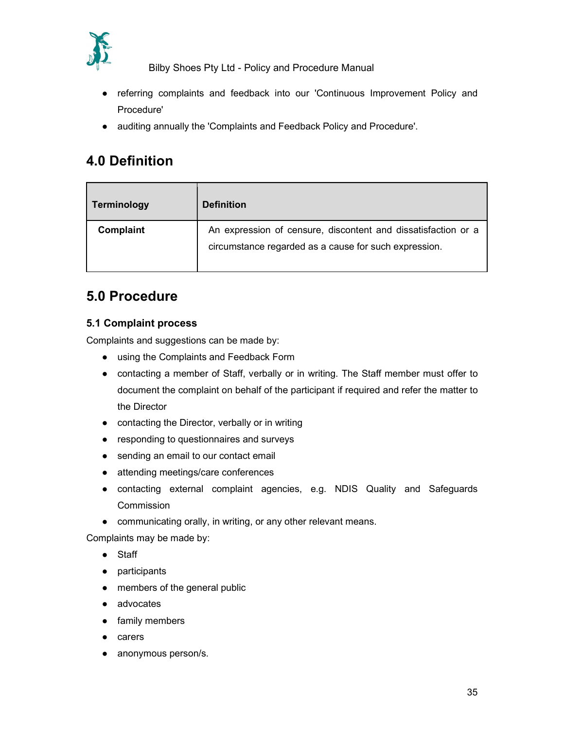- referring complaints and feedback into our 'Continuous Improvement Policy and Procedure'
- auditing annually the 'Complaints and Feedback Policy and Procedure'.

## 4.0 Definition

| Terminology | Definition |
|---|---|
| **Complaint** | An expression of censure, discontent and dissatisfaction or a circumstance regarded as a cause for such expression. |

## 5.0 Procedure

### 5.1 Complaint process

Complaints and suggestions can be made by:

- using the Complaints and Feedback Form
- contacting a member of Staff, verbally or in writing. The Staff member must offer to document the complaint on behalf of the participant if required and refer the matter to the Director
- contacting the Director, verbally or in writing
- responding to questionnaires and surveys
- sending an email to our contact email
- attending meetings/care conferences
- contacting external complaint agencies, e.g. NDIS Quality and Safeguards Commission
- communicating orally, in writing, or any other relevant means.

Complaints may be made by:

- Staff
- participants
- members of the general public
- advocates
- family members
- carers
- anonymous person/s.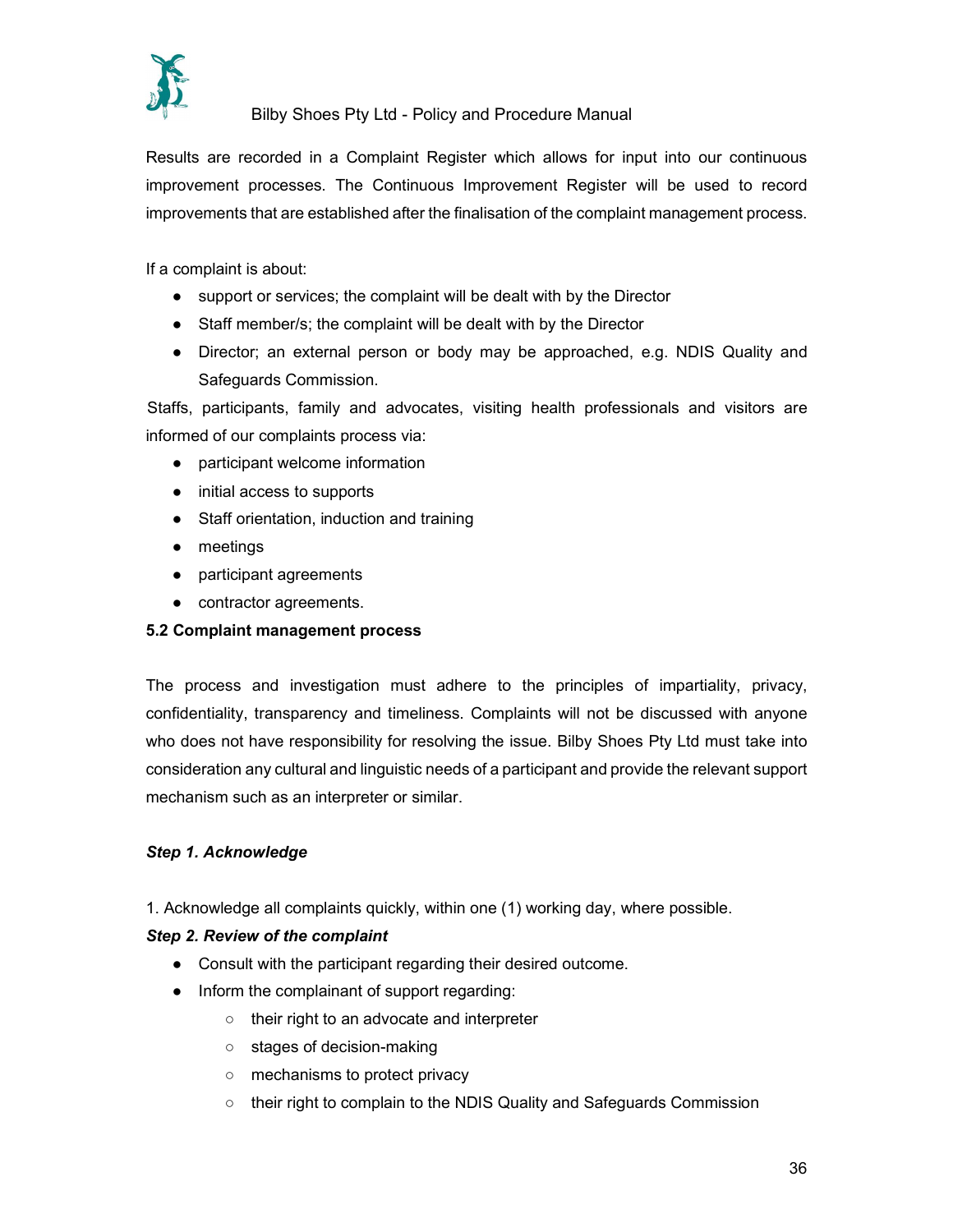Results are recorded in a Complaint Register which allows for input into our continuous improvement processes. The Continuous Improvement Register will be used to record improvements that are established after the finalisation of the complaint management process.

If a complaint is about:

- support or services; the complaint will be dealt with by the Director
- Staff member/s; the complaint will be dealt with by the Director
- Director; an external person or body may be approached, e.g. NDIS Quality and Safeguards Commission.

Staffs, participants, family and advocates, visiting health professionals and visitors are informed of our complaints process via:

- participant welcome information
- initial access to supports
- Staff orientation, induction and training
- meetings
- participant agreements
- contractor agreements.

### 5.2 Complaint management process

The process and investigation must adhere to the principles of impartiality, privacy, confidentiality, transparency and timeliness. Complaints will not be discussed with anyone who does not have responsibility for resolving the issue. Bilby Shoes Pty Ltd must take into consideration any cultural and linguistic needs of a participant and provide the relevant support mechanism such as an interpreter or similar.

#### *Step 1. Acknowledge*

1. Acknowledge all complaints quickly, within one (1) working day, where possible.

#### *Step 2. Review of the complaint*

- Consult with the participant regarding their desired outcome.
- Inform the complainant of support regarding:
  - their right to an advocate and interpreter
  - stages of decision-making
  - mechanisms to protect privacy
  - their right to complain to the NDIS Quality and Safeguards Commission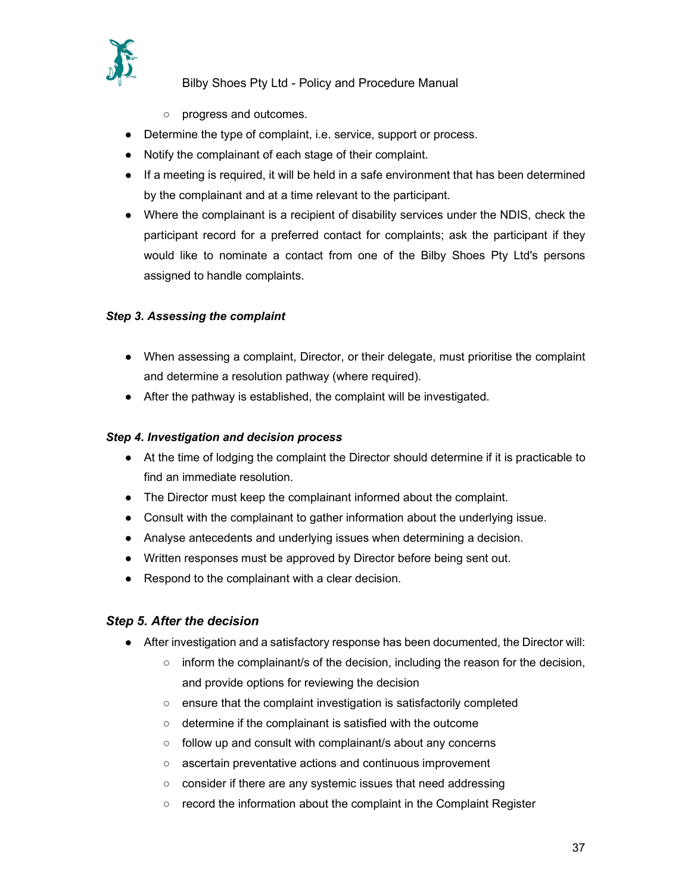- progress and outcomes.

- Determine the type of complaint, i.e. service, support or process.
- Notify the complainant of each stage of their complaint.
- If a meeting is required, it will be held in a safe environment that has been determined by the complainant and at a time relevant to the participant.
- Where the complainant is a recipient of disability services under the NDIS, check the participant record for a preferred contact for complaints; ask the participant if they would like to nominate a contact from one of the Bilby Shoes Pty Ltd's persons assigned to handle complaints.

***Step 3. Assessing the complaint***

- When assessing a complaint, Director, or their delegate, must prioritise the complaint and determine a resolution pathway (where required).
- After the pathway is established, the complaint will be investigated.

***Step 4. Investigation and decision process***

- At the time of lodging the complaint the Director should determine if it is practicable to find an immediate resolution.
- The Director must keep the complainant informed about the complaint.
- Consult with the complainant to gather information about the underlying issue.
- Analyse antecedents and underlying issues when determining a decision.
- Written responses must be approved by Director before being sent out.
- Respond to the complainant with a clear decision.

***Step 5. After the decision***

- After investigation and a satisfactory response has been documented, the Director will:
  - inform the complainant/s of the decision, including the reason for the decision, and provide options for reviewing the decision
  - ensure that the complaint investigation is satisfactorily completed
  - determine if the complainant is satisfied with the outcome
  - follow up and consult with complainant/s about any concerns
  - ascertain preventative actions and continuous improvement
  - consider if there are any systemic issues that need addressing
  - record the information about the complaint in the Complaint Register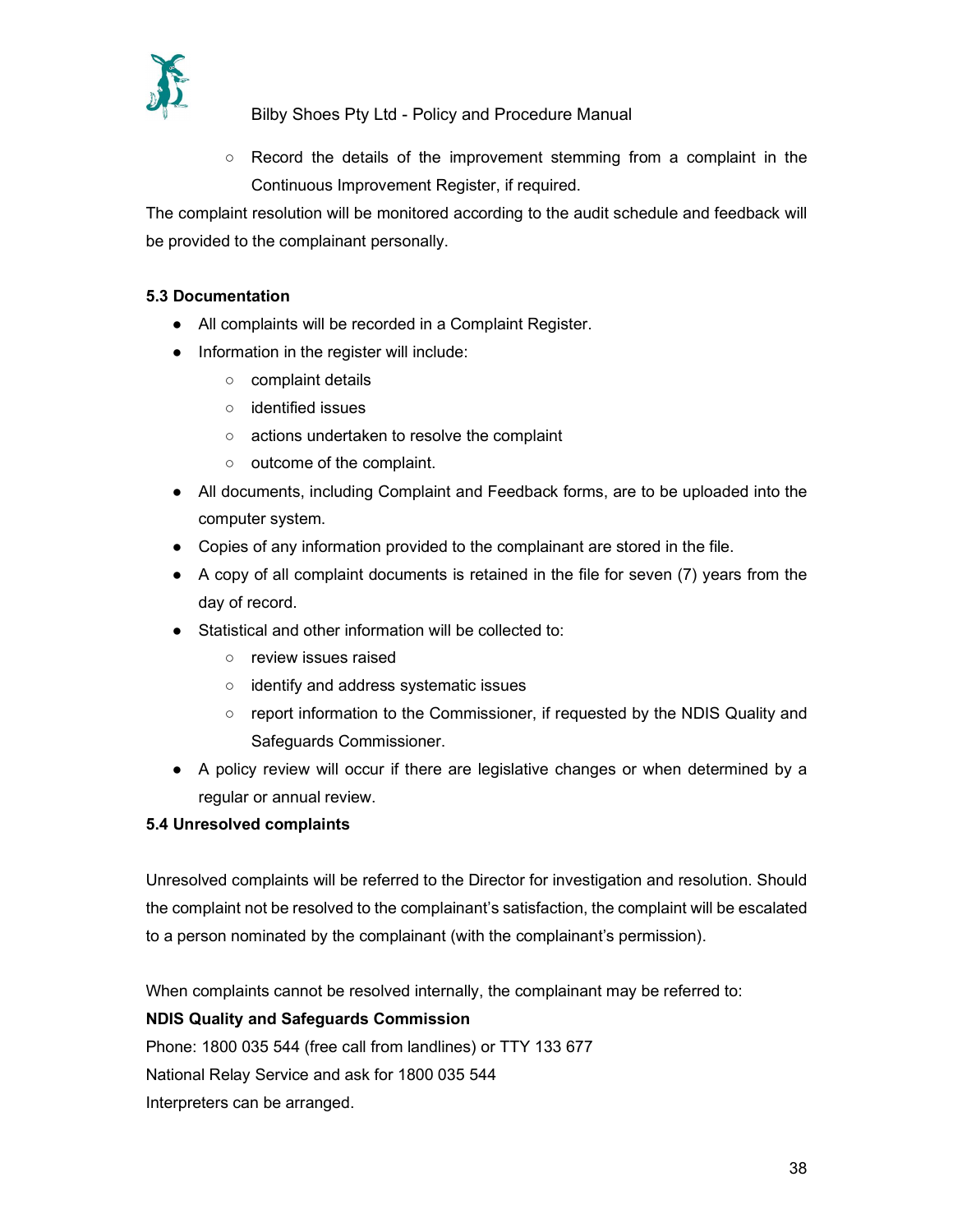- Record the details of the improvement stemming from a complaint in the Continuous Improvement Register, if required.

The complaint resolution will be monitored according to the audit schedule and feedback will be provided to the complainant personally.

**5.3 Documentation**

- All complaints will be recorded in a Complaint Register.
- Information in the register will include:
  - complaint details
  - identified issues
  - actions undertaken to resolve the complaint
  - outcome of the complaint.
- All documents, including Complaint and Feedback forms, are to be uploaded into the computer system.
- Copies of any information provided to the complainant are stored in the file.
- A copy of all complaint documents is retained in the file for seven (7) years from the day of record.
- Statistical and other information will be collected to:
  - review issues raised
  - identify and address systematic issues
  - report information to the Commissioner, if requested by the NDIS Quality and Safeguards Commissioner.
- A policy review will occur if there are legislative changes or when determined by a regular or annual review.

**5.4 Unresolved complaints**

Unresolved complaints will be referred to the Director for investigation and resolution. Should the complaint not be resolved to the complainant's satisfaction, the complaint will be escalated to a person nominated by the complainant (with the complainant's permission).

When complaints cannot be resolved internally, the complainant may be referred to:

**NDIS Quality and Safeguards Commission**

Phone: 1800 035 544 (free call from landlines) or TTY 133 677

National Relay Service and ask for 1800 035 544

Interpreters can be arranged.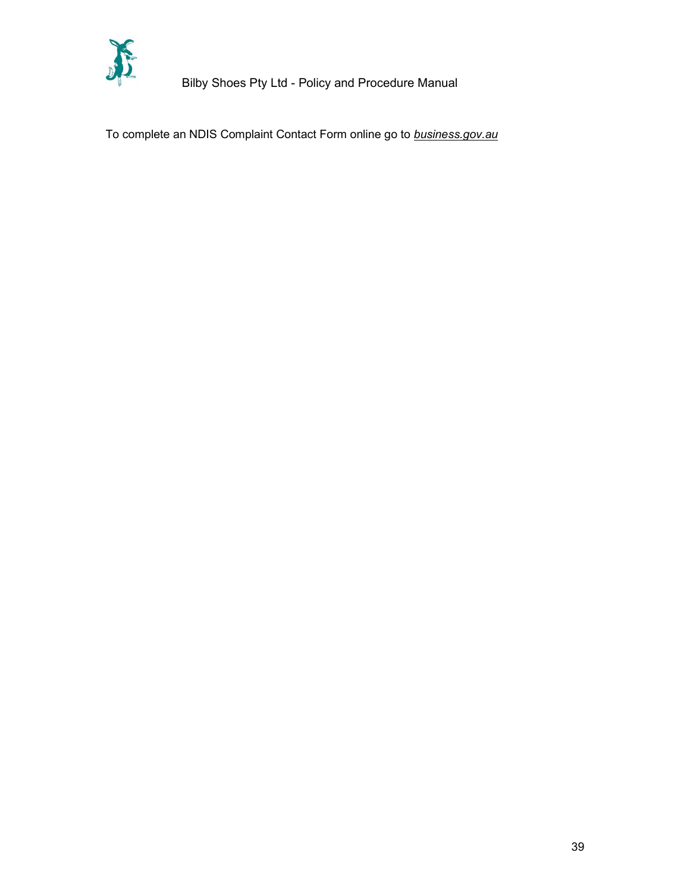To complete an NDIS Complaint Contact Form online go to ***business.gov.au***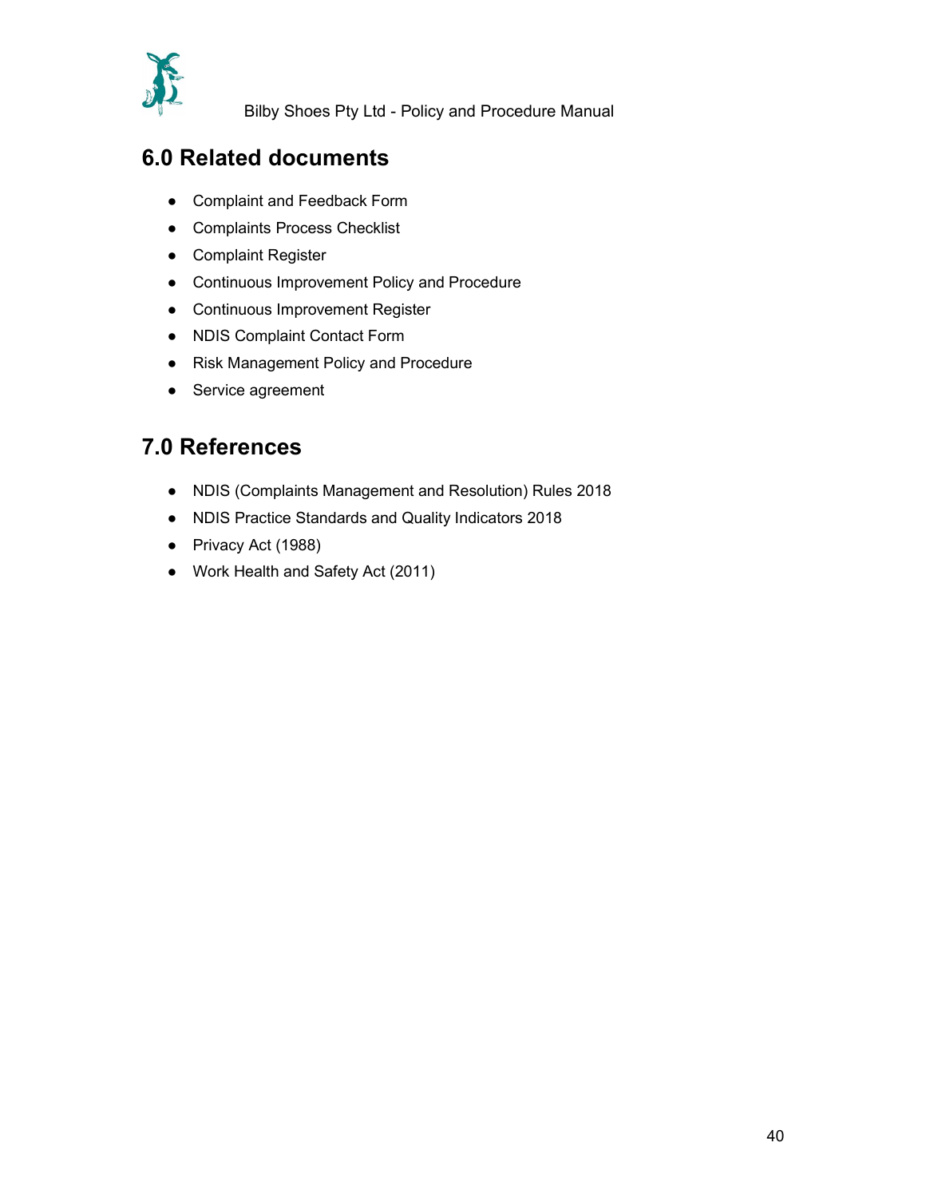## 6.0 Related documents

- Complaint and Feedback Form
- Complaints Process Checklist
- Complaint Register
- Continuous Improvement Policy and Procedure
- Continuous Improvement Register
- NDIS Complaint Contact Form
- Risk Management Policy and Procedure
- Service agreement

## 7.0 References

- NDIS (Complaints Management and Resolution) Rules 2018
- NDIS Practice Standards and Quality Indicators 2018
- Privacy Act (1988)
- Work Health and Safety Act (2011)